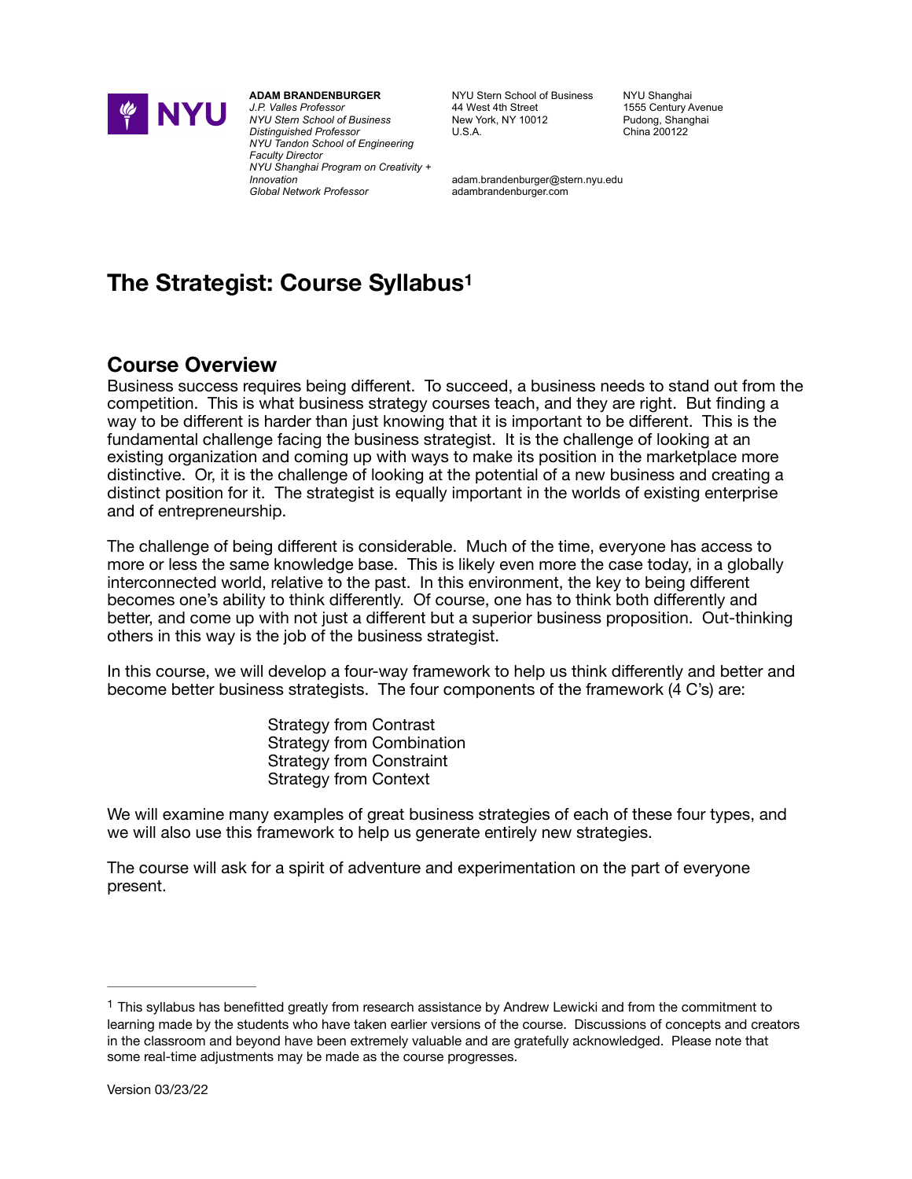**ADAM BRANDENBURGER**
*J.P. Valles Professor*
*NYU Stern School of Business*
*Distinguished Professor*
*NYU Tandon School of Engineering*
*Faculty Director*
*NYU Shanghai Program on Creativity + Innovation*
*Global Network Professor*

NYU Stern School of Business
44 West 4th Street
New York, NY 10012
U.S.A.

NYU Shanghai
1555 Century Avenue
Pudong, Shanghai
China 200122

adam.brandenburger@stern.nyu.edu
adambrandenburger.com

# The Strategist: Course Syllabus[1]

## Course Overview

Business success requires being different. To succeed, a business needs to stand out from the competition. This is what business strategy courses teach, and they are right. But finding a way to be different is harder than just knowing that it is important to be different. This is the fundamental challenge facing the business strategist. It is the challenge of looking at an existing organization and coming up with ways to make its position in the marketplace more distinctive. Or, it is the challenge of looking at the potential of a new business and creating a distinct position for it. The strategist is equally important in the worlds of existing enterprise and of entrepreneurship.

The challenge of being different is considerable. Much of the time, everyone has access to more or less the same knowledge base. This is likely even more the case today, in a globally interconnected world, relative to the past. In this environment, the key to being different becomes one's ability to think differently. Of course, one has to think both differently and better, and come up with not just a different but a superior business proposition. Out-thinking others in this way is the job of the business strategist.

In this course, we will develop a four-way framework to help us think differently and better and become better business strategists. The four components of the framework (4 C's) are:

Strategy from Contrast
Strategy from Combination
Strategy from Constraint
Strategy from Context

We will examine many examples of great business strategies of each of these four types, and we will also use this framework to help us generate entirely new strategies.

The course will ask for a spirit of adventure and experimentation on the part of everyone present.

---

[1] This syllabus has benefitted greatly from research assistance by Andrew Lewicki and from the commitment to learning made by the students who have taken earlier versions of the course. Discussions of concepts and creators in the classroom and beyond have been extremely valuable and are gratefully acknowledged. Please note that some real-time adjustments may be made as the course progresses.

Version 03/23/22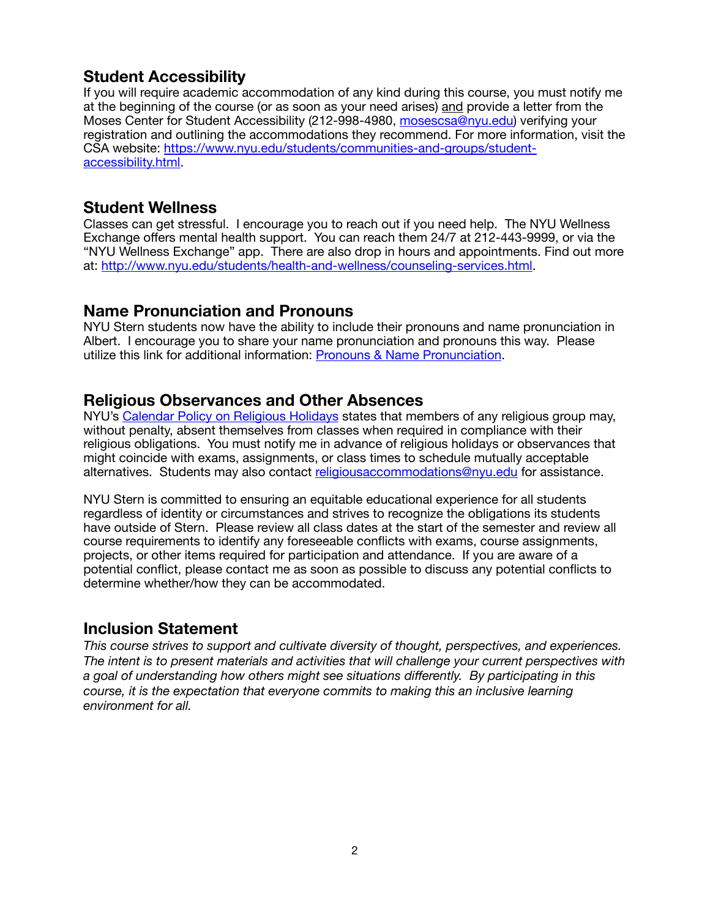## Student Accessibility

If you will require academic accommodation of any kind during this course, you must notify me at the beginning of the course (or as soon as your need arises) and provide a letter from the Moses Center for Student Accessibility (212-998-4980, [mosescsa@nyu.edu](mailto:mosescsa@nyu.edu)) verifying your registration and outlining the accommodations they recommend. For more information, visit the CSA website: [https://www.nyu.edu/students/communities-and-groups/student-accessibility.html](https://www.nyu.edu/students/communities-and-groups/student-accessibility.html).

## Student Wellness

Classes can get stressful. I encourage you to reach out if you need help. The NYU Wellness Exchange offers mental health support. You can reach them 24/7 at 212-443-9999, or via the "NYU Wellness Exchange" app. There are also drop in hours and appointments. Find out more at: [http://www.nyu.edu/students/health-and-wellness/counseling-services.html](http://www.nyu.edu/students/health-and-wellness/counseling-services.html).

## Name Pronunciation and Pronouns

NYU Stern students now have the ability to include their pronouns and name pronunciation in Albert. I encourage you to share your name pronunciation and pronouns this way. Please utilize this link for additional information: Pronouns & Name Pronunciation.

## Religious Observances and Other Absences

NYU's Calendar Policy on Religious Holidays states that members of any religious group may, without penalty, absent themselves from classes when required in compliance with their religious obligations. You must notify me in advance of religious holidays or observances that might coincide with exams, assignments, or class times to schedule mutually acceptable alternatives. Students may also contact [religiousaccommodations@nyu.edu](mailto:religiousaccommodations@nyu.edu) for assistance.

NYU Stern is committed to ensuring an equitable educational experience for all students regardless of identity or circumstances and strives to recognize the obligations its students have outside of Stern. Please review all class dates at the start of the semester and review all course requirements to identify any foreseeable conflicts with exams, course assignments, projects, or other items required for participation and attendance. If you are aware of a potential conflict, please contact me as soon as possible to discuss any potential conflicts to determine whether/how they can be accommodated.

## Inclusion Statement

*This course strives to support and cultivate diversity of thought, perspectives, and experiences. The intent is to present materials and activities that will challenge your current perspectives with a goal of understanding how others might see situations differently. By participating in this course, it is the expectation that everyone commits to making this an inclusive learning environment for all.*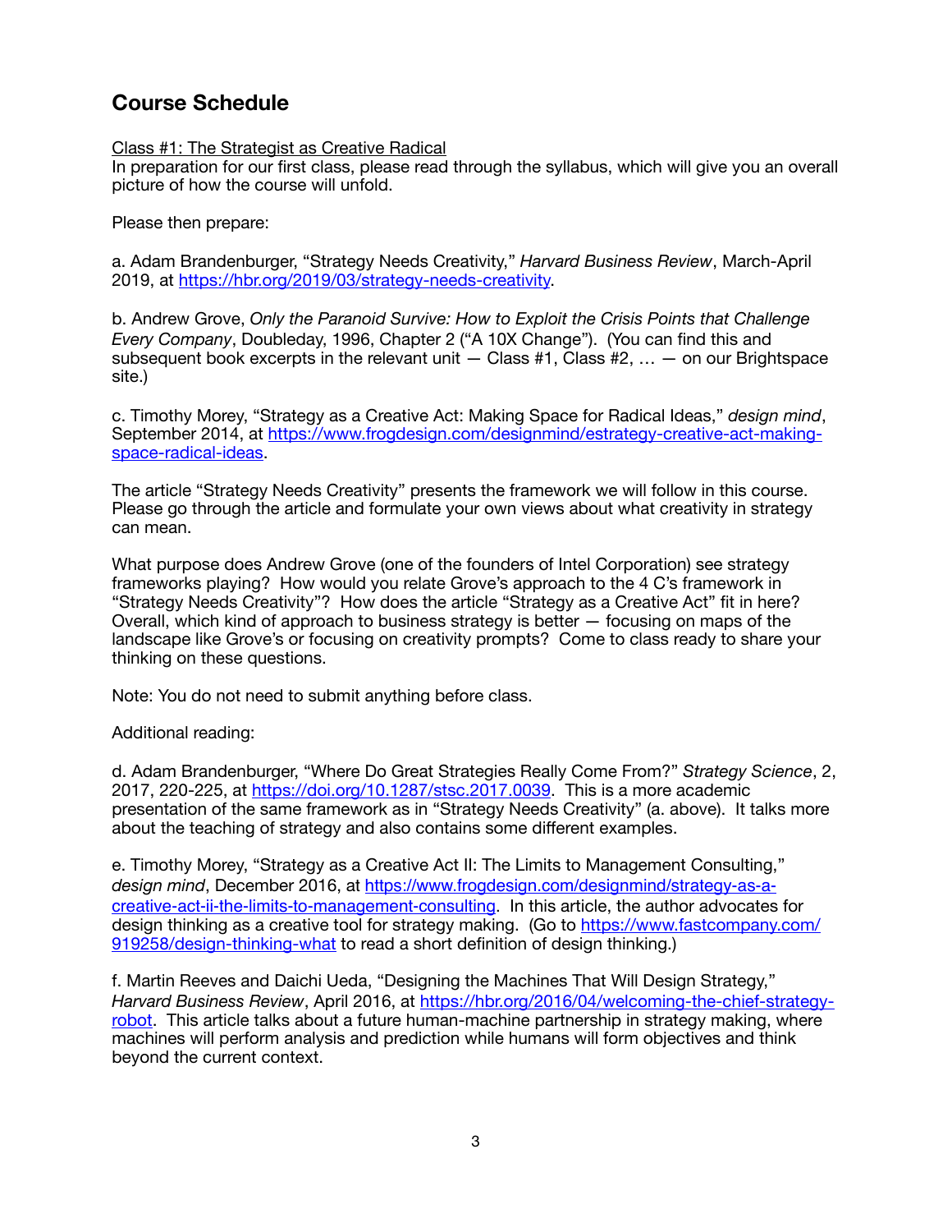## Course Schedule

Class #1: The Strategist as Creative Radical

In preparation for our first class, please read through the syllabus, which will give you an overall picture of how the course will unfold.

Please then prepare:

a. Adam Brandenburger, "Strategy Needs Creativity," *Harvard Business Review*, March-April 2019, at https://hbr.org/2019/03/strategy-needs-creativity.

b. Andrew Grove, *Only the Paranoid Survive: How to Exploit the Crisis Points that Challenge Every Company*, Doubleday, 1996, Chapter 2 ("A 10X Change"). (You can find this and subsequent book excerpts in the relevant unit — Class #1, Class #2, … — on our Brightspace site.)

c. Timothy Morey, "Strategy as a Creative Act: Making Space for Radical Ideas," *design mind*, September 2014, at https://www.frogdesign.com/designmind/estrategy-creative-act-making-space-radical-ideas.

The article "Strategy Needs Creativity" presents the framework we will follow in this course. Please go through the article and formulate your own views about what creativity in strategy can mean.

What purpose does Andrew Grove (one of the founders of Intel Corporation) see strategy frameworks playing? How would you relate Grove's approach to the 4 C's framework in "Strategy Needs Creativity"? How does the article "Strategy as a Creative Act" fit in here? Overall, which kind of approach to business strategy is better — focusing on maps of the landscape like Grove's or focusing on creativity prompts? Come to class ready to share your thinking on these questions.

Note: You do not need to submit anything before class.

Additional reading:

d. Adam Brandenburger, "Where Do Great Strategies Really Come From?" *Strategy Science*, 2, 2017, 220-225, at https://doi.org/10.1287/stsc.2017.0039. This is a more academic presentation of the same framework as in "Strategy Needs Creativity" (a. above). It talks more about the teaching of strategy and also contains some different examples.

e. Timothy Morey, "Strategy as a Creative Act II: The Limits to Management Consulting," *design mind*, December 2016, at https://www.frogdesign.com/designmind/strategy-as-a-creative-act-ii-the-limits-to-management-consulting. In this article, the author advocates for design thinking as a creative tool for strategy making. (Go to https://www.fastcompany.com/919258/design-thinking-what to read a short definition of design thinking.)

f. Martin Reeves and Daichi Ueda, "Designing the Machines That Will Design Strategy," *Harvard Business Review*, April 2016, at https://hbr.org/2016/04/welcoming-the-chief-strategy-robot. This article talks about a future human-machine partnership in strategy making, where machines will perform analysis and prediction while humans will form objectives and think beyond the current context.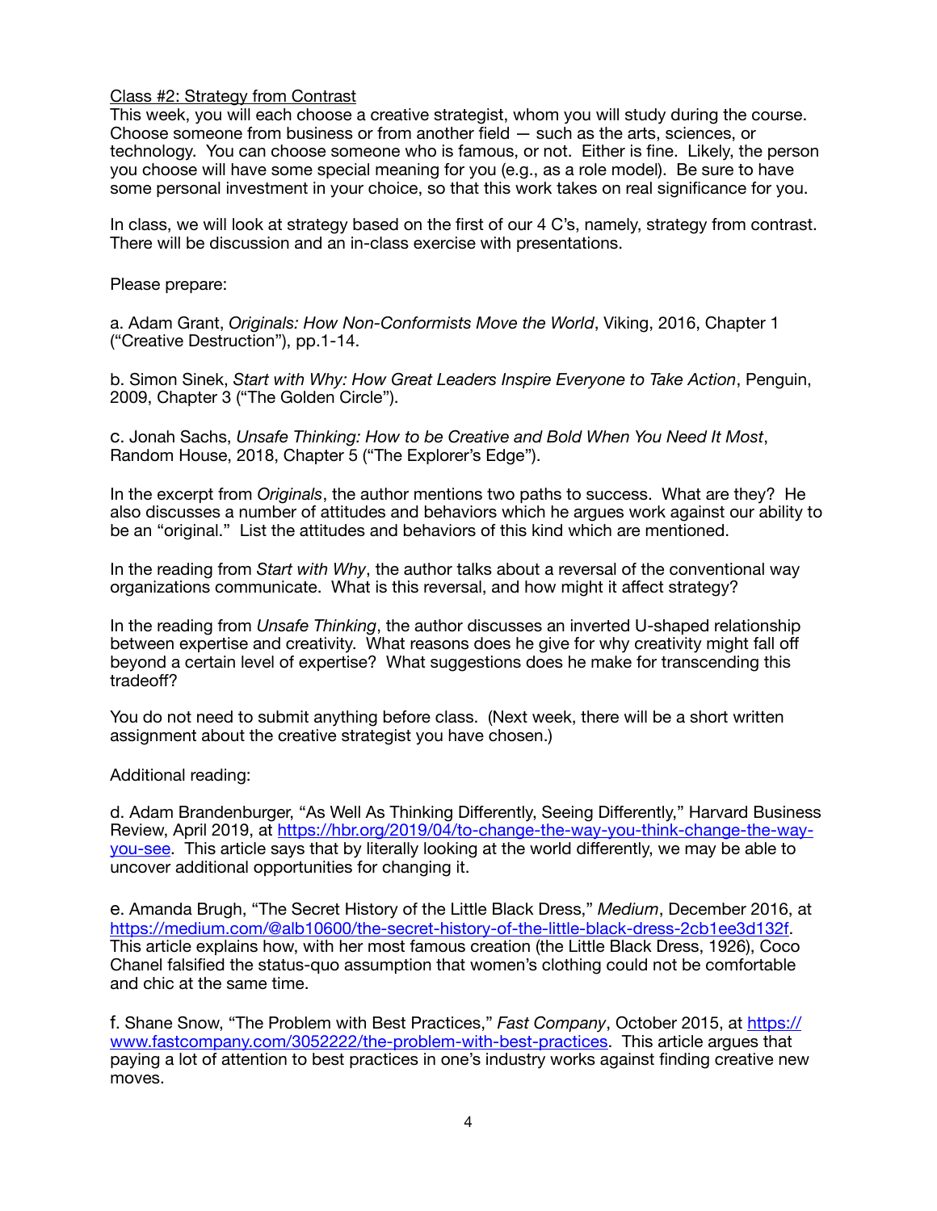Class #2: Strategy from Contrast

This week, you will each choose a creative strategist, whom you will study during the course. Choose someone from business or from another field — such as the arts, sciences, or technology. You can choose someone who is famous, or not. Either is fine. Likely, the person you choose will have some special meaning for you (e.g., as a role model). Be sure to have some personal investment in your choice, so that this work takes on real significance for you.

In class, we will look at strategy based on the first of our 4 C's, namely, strategy from contrast. There will be discussion and an in-class exercise with presentations.

Please prepare:

a. Adam Grant, *Originals: How Non-Conformists Move the World*, Viking, 2016, Chapter 1 ("Creative Destruction"), pp.1-14.

b. Simon Sinek, *Start with Why: How Great Leaders Inspire Everyone to Take Action*, Penguin, 2009, Chapter 3 ("The Golden Circle").

c. Jonah Sachs, *Unsafe Thinking: How to be Creative and Bold When You Need It Most*, Random House, 2018, Chapter 5 ("The Explorer's Edge").

In the excerpt from *Originals*, the author mentions two paths to success. What are they? He also discusses a number of attitudes and behaviors which he argues work against our ability to be an "original." List the attitudes and behaviors of this kind which are mentioned.

In the reading from *Start with Why*, the author talks about a reversal of the conventional way organizations communicate. What is this reversal, and how might it affect strategy?

In the reading from *Unsafe Thinking*, the author discusses an inverted U-shaped relationship between expertise and creativity. What reasons does he give for why creativity might fall off beyond a certain level of expertise? What suggestions does he make for transcending this tradeoff?

You do not need to submit anything before class. (Next week, there will be a short written assignment about the creative strategist you have chosen.)

Additional reading:

d. Adam Brandenburger, "As Well As Thinking Differently, Seeing Differently," Harvard Business Review, April 2019, at https://hbr.org/2019/04/to-change-the-way-you-think-change-the-way-you-see. This article says that by literally looking at the world differently, we may be able to uncover additional opportunities for changing it.

e. Amanda Brugh, "The Secret History of the Little Black Dress," *Medium*, December 2016, at https://medium.com/@alb10600/the-secret-history-of-the-little-black-dress-2cb1ee3d132f. This article explains how, with her most famous creation (the Little Black Dress, 1926), Coco Chanel falsified the status-quo assumption that women's clothing could not be comfortable and chic at the same time.

f. Shane Snow, "The Problem with Best Practices," *Fast Company*, October 2015, at https://www.fastcompany.com/3052222/the-problem-with-best-practices. This article argues that paying a lot of attention to best practices in one's industry works against finding creative new moves.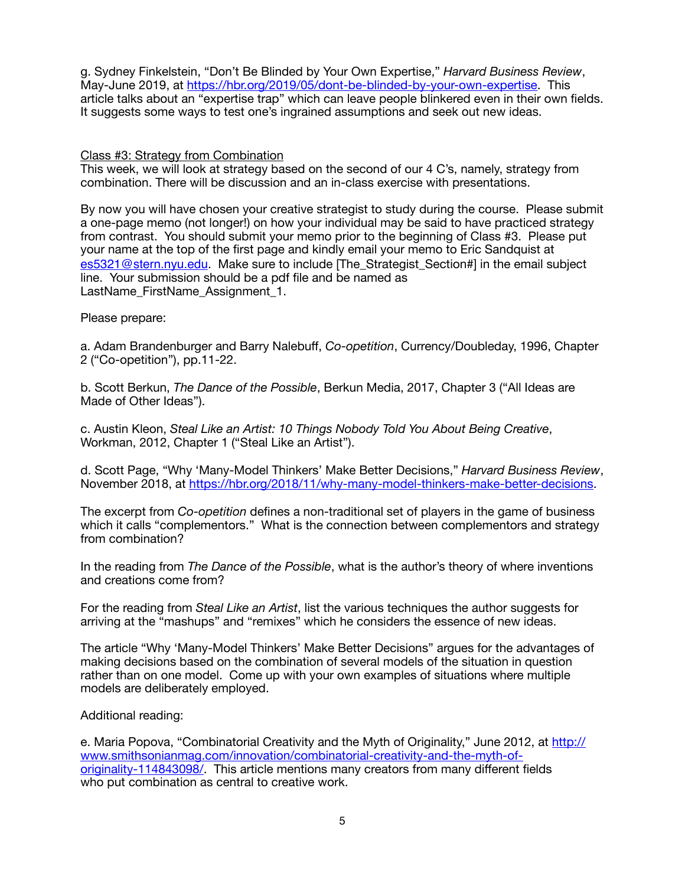g. Sydney Finkelstein, "Don't Be Blinded by Your Own Expertise," *Harvard Business Review*, May-June 2019, at [https://hbr.org/2019/05/dont-be-blinded-by-your-own-expertise](https://hbr.org/2019/05/dont-be-blinded-by-your-own-expertise). This article talks about an "expertise trap" which can leave people blinkered even in their own fields. It suggests some ways to test one's ingrained assumptions and seek out new ideas.

<u>Class #3: Strategy from Combination</u>

This week, we will look at strategy based on the second of our 4 C's, namely, strategy from combination. There will be discussion and an in-class exercise with presentations.

By now you will have chosen your creative strategist to study during the course. Please submit a one-page memo (not longer!) on how your individual may be said to have practiced strategy from contrast. You should submit your memo prior to the beginning of Class #3. Please put your name at the top of the first page and kindly email your memo to Eric Sandquist at [es5321@stern.nyu.edu](mailto:es5321@stern.nyu.edu). Make sure to include [The_Strategist_Section#] in the email subject line. Your submission should be a pdf file and be named as LastName_FirstName_Assignment_1.

Please prepare:

a. Adam Brandenburger and Barry Nalebuff, *Co-opetition*, Currency/Doubleday, 1996, Chapter 2 ("Co-opetition"), pp.11-22.

b. Scott Berkun, *The Dance of the Possible*, Berkun Media, 2017, Chapter 3 ("All Ideas are Made of Other Ideas").

c. Austin Kleon, *Steal Like an Artist: 10 Things Nobody Told You About Being Creative*, Workman, 2012, Chapter 1 ("Steal Like an Artist").

d. Scott Page, "Why 'Many-Model Thinkers' Make Better Decisions," *Harvard Business Review*, November 2018, at [https://hbr.org/2018/11/why-many-model-thinkers-make-better-decisions](https://hbr.org/2018/11/why-many-model-thinkers-make-better-decisions).

The excerpt from *Co-opetition* defines a non-traditional set of players in the game of business which it calls "complementors." What is the connection between complementors and strategy from combination?

In the reading from *The Dance of the Possible*, what is the author's theory of where inventions and creations come from?

For the reading from *Steal Like an Artist*, list the various techniques the author suggests for arriving at the "mashups" and "remixes" which he considers the essence of new ideas.

The article "Why 'Many-Model Thinkers' Make Better Decisions" argues for the advantages of making decisions based on the combination of several models of the situation in question rather than on one model. Come up with your own examples of situations where multiple models are deliberately employed.

Additional reading:

e. Maria Popova, "Combinatorial Creativity and the Myth of Originality," June 2012, at [http://www.smithsonianmag.com/innovation/combinatorial-creativity-and-the-myth-of-originality-114843098/](http://www.smithsonianmag.com/innovation/combinatorial-creativity-and-the-myth-of-originality-114843098/). This article mentions many creators from many different fields who put combination as central to creative work.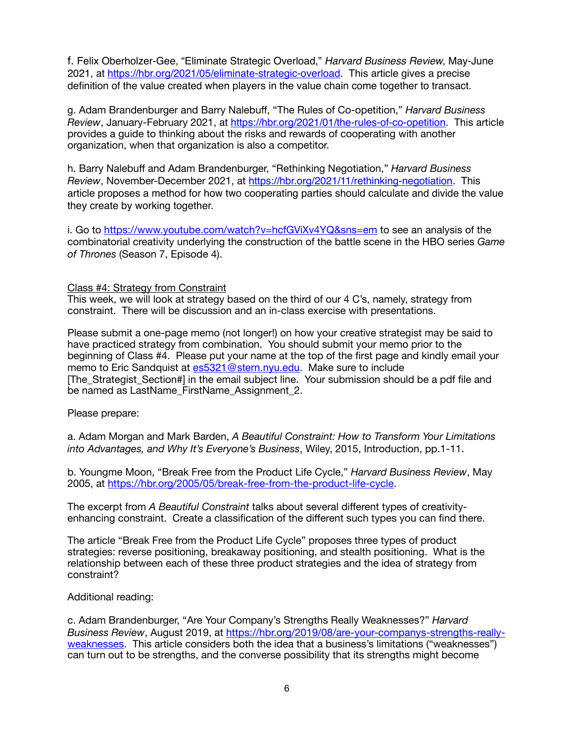f. Felix Oberholzer-Gee, "Eliminate Strategic Overload," *Harvard Business Review*, May-June 2021, at https://hbr.org/2021/05/eliminate-strategic-overload. This article gives a precise definition of the value created when players in the value chain come together to transact.

g. Adam Brandenburger and Barry Nalebuff, "The Rules of Co-opetition," *Harvard Business Review*, January-February 2021, at https://hbr.org/2021/01/the-rules-of-co-opetition. This article provides a guide to thinking about the risks and rewards of cooperating with another organization, when that organization is also a competitor.

h. Barry Nalebuff and Adam Brandenburger, "Rethinking Negotiation," *Harvard Business Review*, November-December 2021, at https://hbr.org/2021/11/rethinking-negotiation. This article proposes a method for how two cooperating parties should calculate and divide the value they create by working together.

i. Go to https://www.youtube.com/watch?v=hcfGViXv4YQ&sns=em to see an analysis of the combinatorial creativity underlying the construction of the battle scene in the HBO series *Game of Thrones* (Season 7, Episode 4).

<u>Class #4: Strategy from Constraint</u>

This week, we will look at strategy based on the third of our 4 C's, namely, strategy from constraint. There will be discussion and an in-class exercise with presentations.

Please submit a one-page memo (not longer!) on how your creative strategist may be said to have practiced strategy from combination. You should submit your memo prior to the beginning of Class #4. Please put your name at the top of the first page and kindly email your memo to Eric Sandquist at es5321@stern.nyu.edu. Make sure to include [The_Strategist_Section#] in the email subject line. Your submission should be a pdf file and be named as LastName_FirstName_Assignment_2.

Please prepare:

a. Adam Morgan and Mark Barden, *A Beautiful Constraint: How to Transform Your Limitations into Advantages, and Why It's Everyone's Business*, Wiley, 2015, Introduction, pp.1-11.

b. Youngme Moon, "Break Free from the Product Life Cycle," *Harvard Business Review*, May 2005, at https://hbr.org/2005/05/break-free-from-the-product-life-cycle.

The excerpt from *A Beautiful Constraint* talks about several different types of creativity-enhancing constraint. Create a classification of the different such types you can find there.

The article "Break Free from the Product Life Cycle" proposes three types of product strategies: reverse positioning, breakaway positioning, and stealth positioning. What is the relationship between each of these three product strategies and the idea of strategy from constraint?

Additional reading:

c. Adam Brandenburger, "Are Your Company's Strengths Really Weaknesses?" *Harvard Business Review*, August 2019, at https://hbr.org/2019/08/are-your-companys-strengths-really-weaknesses. This article considers both the idea that a business's limitations ("weaknesses") can turn out to be strengths, and the converse possibility that its strengths might become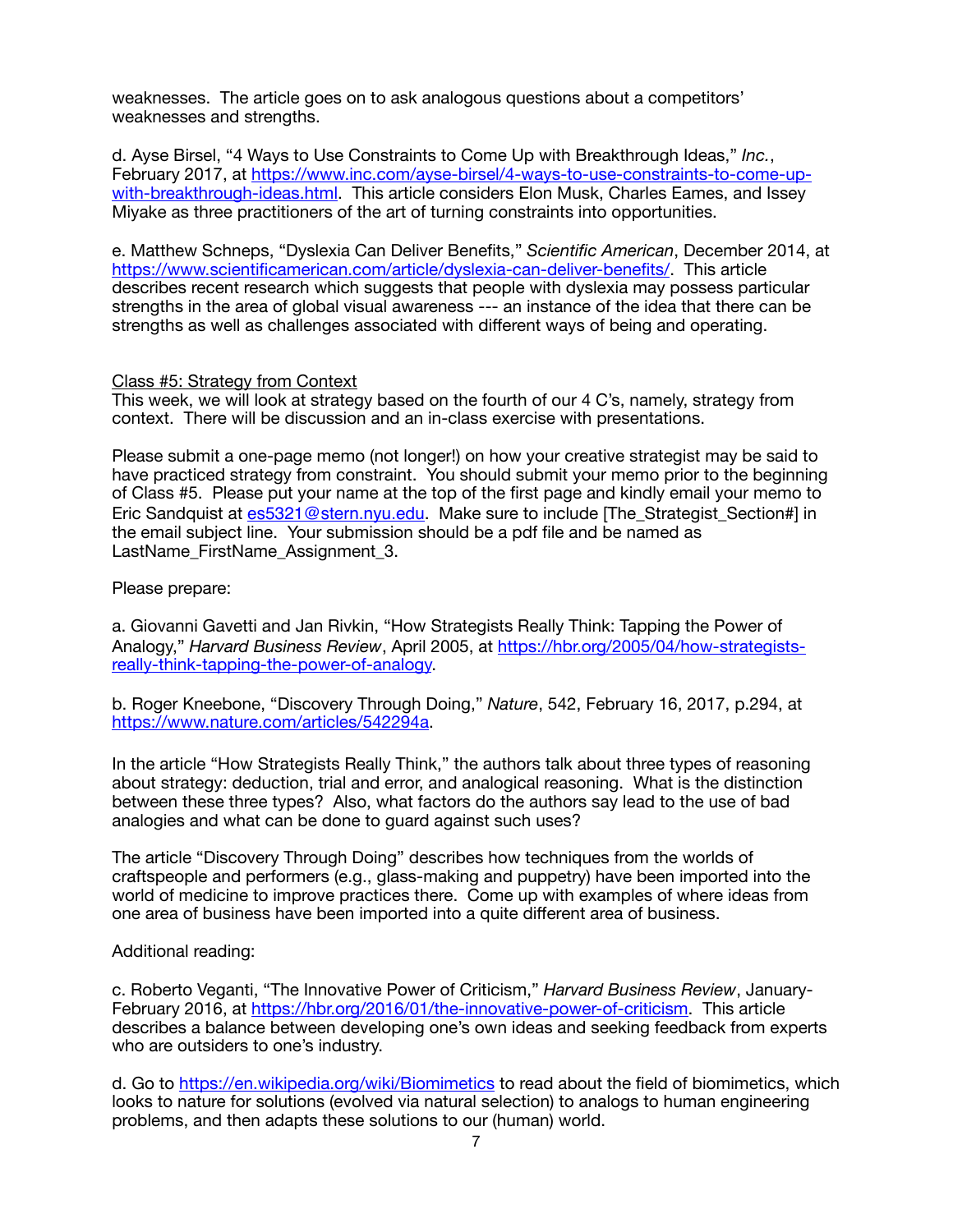weaknesses. The article goes on to ask analogous questions about a competitors' weaknesses and strengths.

d. Ayse Birsel, "4 Ways to Use Constraints to Come Up with Breakthrough Ideas," *Inc.*, February 2017, at https://www.inc.com/ayse-birsel/4-ways-to-use-constraints-to-come-up-with-breakthrough-ideas.html. This article considers Elon Musk, Charles Eames, and Issey Miyake as three practitioners of the art of turning constraints into opportunities.

e. Matthew Schneps, "Dyslexia Can Deliver Benefits," *Scientific American*, December 2014, at https://www.scientificamerican.com/article/dyslexia-can-deliver-benefits/. This article describes recent research which suggests that people with dyslexia may possess particular strengths in the area of global visual awareness --- an instance of the idea that there can be strengths as well as challenges associated with different ways of being and operating.

## Class #5: Strategy from Context

This week, we will look at strategy based on the fourth of our 4 C's, namely, strategy from context. There will be discussion and an in-class exercise with presentations.

Please submit a one-page memo (not longer!) on how your creative strategist may be said to have practiced strategy from constraint. You should submit your memo prior to the beginning of Class #5. Please put your name at the top of the first page and kindly email your memo to Eric Sandquist at es5321@stern.nyu.edu. Make sure to include [The_Strategist_Section#] in the email subject line. Your submission should be a pdf file and be named as LastName_FirstName_Assignment_3.

Please prepare:

a. Giovanni Gavetti and Jan Rivkin, "How Strategists Really Think: Tapping the Power of Analogy," *Harvard Business Review*, April 2005, at https://hbr.org/2005/04/how-strategists-really-think-tapping-the-power-of-analogy.

b. Roger Kneebone, "Discovery Through Doing," *Nature*, 542, February 16, 2017, p.294, at https://www.nature.com/articles/542294a.

In the article "How Strategists Really Think," the authors talk about three types of reasoning about strategy: deduction, trial and error, and analogical reasoning. What is the distinction between these three types? Also, what factors do the authors say lead to the use of bad analogies and what can be done to guard against such uses?

The article "Discovery Through Doing" describes how techniques from the worlds of craftspeople and performers (e.g., glass-making and puppetry) have been imported into the world of medicine to improve practices there. Come up with examples of where ideas from one area of business have been imported into a quite different area of business.

Additional reading:

c. Roberto Veganti, "The Innovative Power of Criticism," *Harvard Business Review*, January-February 2016, at https://hbr.org/2016/01/the-innovative-power-of-criticism. This article describes a balance between developing one's own ideas and seeking feedback from experts who are outsiders to one's industry.

d. Go to https://en.wikipedia.org/wiki/Biomimetics to read about the field of biomimetics, which looks to nature for solutions (evolved via natural selection) to analogs to human engineering problems, and then adapts these solutions to our (human) world.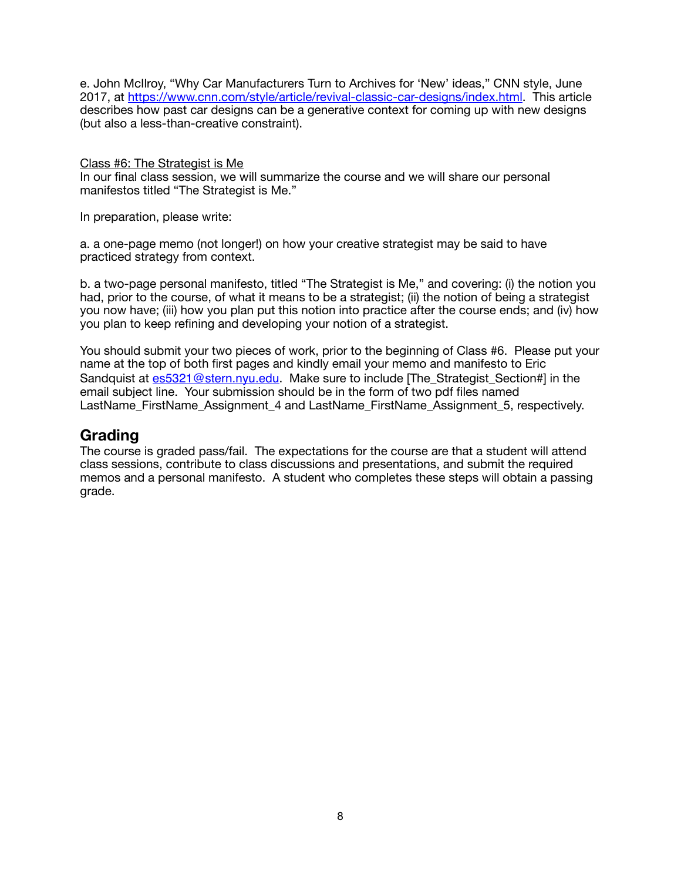e. John McIlroy, "Why Car Manufacturers Turn to Archives for 'New' ideas," CNN style, June 2017, at https://www.cnn.com/style/article/revival-classic-car-designs/index.html. This article describes how past car designs can be a generative context for coming up with new designs (but also a less-than-creative constraint).

<u>Class #6: The Strategist is Me</u>

In our final class session, we will summarize the course and we will share our personal manifestos titled "The Strategist is Me."

In preparation, please write:

a. a one-page memo (not longer!) on how your creative strategist may be said to have practiced strategy from context.

b. a two-page personal manifesto, titled "The Strategist is Me," and covering: (i) the notion you had, prior to the course, of what it means to be a strategist; (ii) the notion of being a strategist you now have; (iii) how you plan put this notion into practice after the course ends; and (iv) how you plan to keep refining and developing your notion of a strategist.

You should submit your two pieces of work, prior to the beginning of Class #6. Please put your name at the top of both first pages and kindly email your memo and manifesto to Eric Sandquist at es5321@stern.nyu.edu. Make sure to include [The_Strategist_Section#] in the email subject line. Your submission should be in the form of two pdf files named LastName_FirstName_Assignment_4 and LastName_FirstName_Assignment_5, respectively.

## Grading

The course is graded pass/fail. The expectations for the course are that a student will attend class sessions, contribute to class discussions and presentations, and submit the required memos and a personal manifesto. A student who completes these steps will obtain a passing grade.